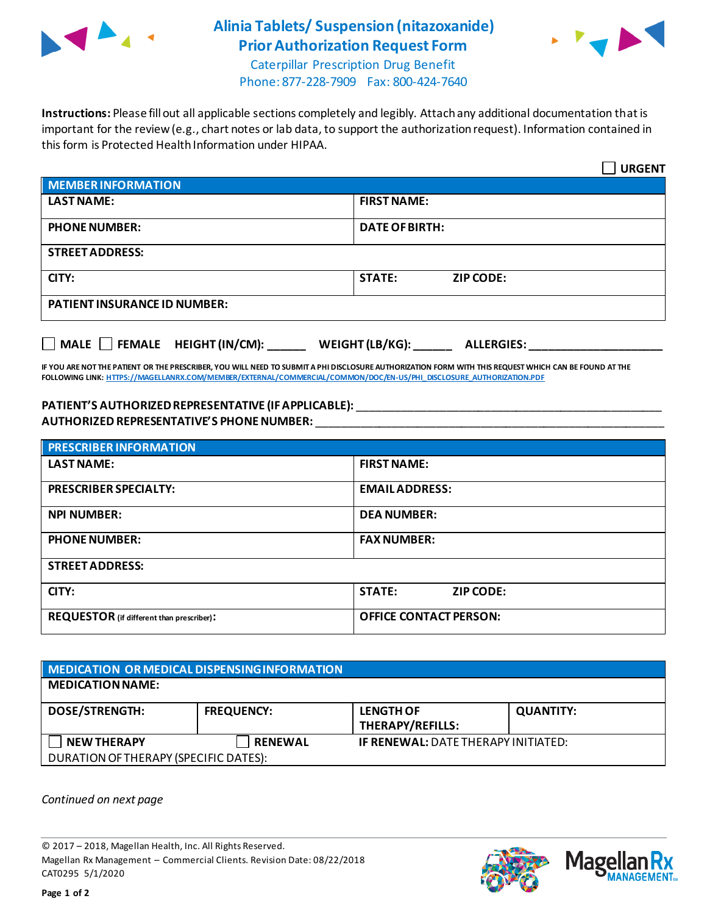# Alinia Tablets/ Suspension (nitazoxanide) Prior Authorization Request Form

Caterpillar Prescription Drug Benefit
Phone: 877-228-7909 Fax: 800-424-7640

**Instructions:** Please fill out all applicable sections completely and legibly. Attach any additional documentation that is important for the review (e.g., chart notes or lab data, to support the authorization request). Information contained in this form is Protected Health Information under HIPAA.

☐ **URGENT**

| **MEMBER INFORMATION** | |
|---|---|
| **LAST NAME:** | **FIRST NAME:** |
| **PHONE NUMBER:** | **DATE OF BIRTH:** |
| **STREET ADDRESS:** | |
| **CITY:** | **STATE:** **ZIP CODE:** |
| **PATIENT INSURANCE ID NUMBER:** | |

☐ **MALE** ☐ **FEMALE** **HEIGHT (IN/CM):** ______ **WEIGHT (LB/KG):** ______ **ALLERGIES:** ____________________

**IF YOU ARE NOT THE PATIENT OR THE PRESCRIBER, YOU WILL NEED TO SUBMIT A PHI DISCLOSURE AUTHORIZATION FORM WITH THIS REQUEST WHICH CAN BE FOUND AT THE FOLLOWING LINK:** HTTPS://MAGELLANRX.COM/MEMBER/EXTERNAL/COMMERCIAL/COMMON/DOC/EN-US/PHI_DISCLOSURE_AUTHORIZATION.PDF

**PATIENT'S AUTHORIZED REPRESENTATIVE (IF APPLICABLE):** ____________________________________________

**AUTHORIZED REPRESENTATIVE'S PHONE NUMBER:** ____________________________________________

| **PRESCRIBER INFORMATION** | |
|---|---|
| **LAST NAME:** | **FIRST NAME:** |
| **PRESCRIBER SPECIALTY:** | **EMAIL ADDRESS:** |
| **NPI NUMBER:** | **DEA NUMBER:** |
| **PHONE NUMBER:** | **FAX NUMBER:** |
| **STREET ADDRESS:** | |
| **CITY:** | **STATE:** **ZIP CODE:** |
| **REQUESTOR** (if different than prescriber)**:** | **OFFICE CONTACT PERSON:** |

| **MEDICATION OR MEDICAL DISPENSING INFORMATION** | | | |
|---|---|---|---|
| **MEDICATION NAME:** | | | |
| **DOSE/STRENGTH:** | **FREQUENCY:** | **LENGTH OF THERAPY/REFILLS:** | **QUANTITY:** |
| ☐ **NEW THERAPY** | ☐ **RENEWAL** | **IF RENEWAL:** DATE THERAPY INITIATED: | |
| DURATION OF THERAPY (SPECIFIC DATES): | | | |

*Continued on next page*

© 2017 – 2018, Magellan Health, Inc. All Rights Reserved.
Magellan Rx Management – Commercial Clients. Revision Date: 08/22/2018
CAT0295 5/1/2020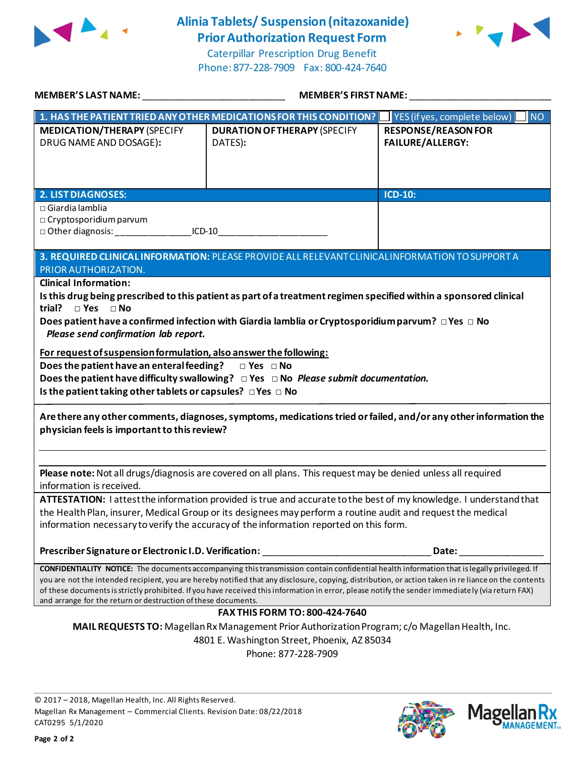# Alinia Tablets/ Suspension (nitazoxanide)
## Prior Authorization Request Form

Caterpillar Prescription Drug Benefit
Phone: 877-228-7909 Fax: 800-424-7640

**MEMBER'S LAST NAME:** ___________________________ **MEMBER'S FIRST NAME:** ___________________________

| **1. HAS THE PATIENT TRIED ANY OTHER MEDICATIONS FOR THIS CONDITION?** | ☐ YES (if yes, complete below) | ☐ NO |
|---|---|---|
| **MEDICATION/THERAPY** (SPECIFY DRUG NAME AND DOSAGE): | **DURATION OF THERAPY** (SPECIFY DATES): | **RESPONSE/REASON FOR FAILURE/ALLERGY:** |

| **2. LIST DIAGNOSES:** | **ICD-10:** |
|---|---|
| □ Giardia lamblia<br>□ Cryptosporidium parvum<br>□ Other diagnosis: _______________ICD-10_____________________ | |

**3. REQUIRED CLINICAL INFORMATION:** PLEASE PROVIDE ALL RELEVANT CLINICAL INFORMATION TO SUPPORT A PRIOR AUTHORIZATION.

**Clinical Information:**

**Is this drug being prescribed to this patient as part of a treatment regimen specified within a sponsored clinical trial?** □ **Yes** □ **No**

**Does patient have a confirmed infection with Giardia lamblia or Cryptosporidium parvum?** □ **Yes** □ **No**
*Please send confirmation lab report.*

**For request of suspension formulation, also answer the following:**

**Does the patient have an enteral feeding?** □ **Yes** □ **No**

**Does the patient have difficulty swallowing?** □ **Yes** □ **No** ***Please submit documentation.***

**Is the patient taking other tablets or capsules?** □ **Yes** □ **No**

**Are there any other comments, diagnoses, symptoms, medications tried or failed, and/or any other information the physician feels is important to this review?**

_____________________________________________________________________________

**Please note:** Not all drugs/diagnosis are covered on all plans. This request may be denied unless all required information is received.

**ATTESTATION:** I attest the information provided is true and accurate to the best of my knowledge. I understand that the Health Plan, insurer, Medical Group or its designees may perform a routine audit and request the medical information necessary to verify the accuracy of the information reported on this form.

**Prescriber Signature or Electronic I.D. Verification:** _______________________________ **Date:** _______________

**CONFIDENTIALITY NOTICE:** The documents accompanying this transmission contain confidential health information that is legally privileged. If you are not the intended recipient, you are hereby notified that any disclosure, copying, distribution, or action taken in re liance on the contents of these documents is strictly prohibited. If you have received this information in error, please notify the sender immediately (via return FAX) and arrange for the return or destruction of these documents.

**FAX THIS FORM TO: 800-424-7640**

**MAIL REQUESTS TO:** Magellan Rx Management Prior Authorization Program; c/o Magellan Health, Inc.
4801 E. Washington Street, Phoenix, AZ 85034
Phone: 877-228-7909

© 2017 – 2018, Magellan Health, Inc. All Rights Reserved.
Magellan Rx Management – Commercial Clients. Revision Date: 08/22/2018
CAT0295 5/1/2020